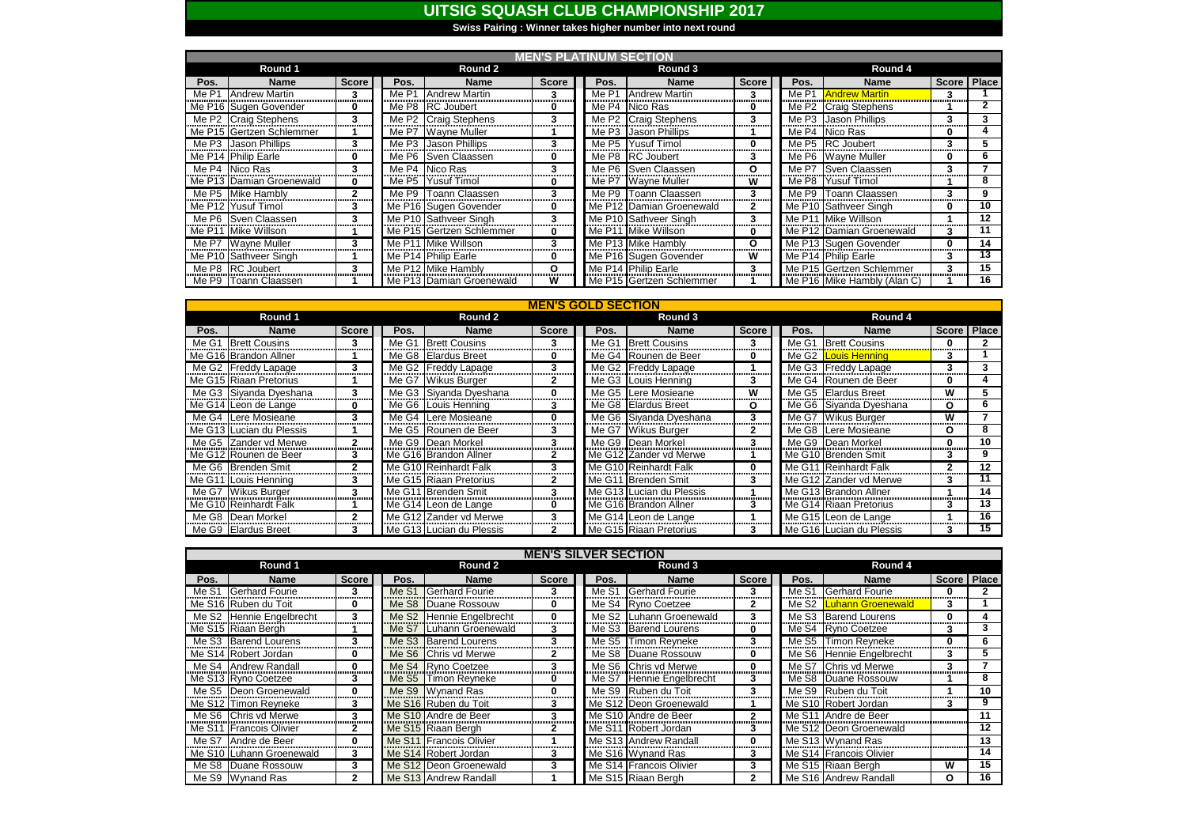# UITSIG SQUASH CLUB CHAMPIONSHIP 2017

**Swiss Pairing : Winner takes higher number into next round**

## MEN'S PLATINUM SECTION

| Round 1 | | | Round 2 | | | Round 3 | | | Round 4 | | | |
|---|---|---|---|---|---|---|---|---|---|---|---|---|
| Pos. | Name | Score | Pos. | Name | Score | Pos. | Name | Score | Pos. | Name | Score | Place |
| Me P1 | Andrew Martin | 3 | Me P1 | Andrew Martin | 3 | Me P1 | Andrew Martin | 3 | Me P1 | Andrew Martin | 3 | 1 |
| Me P16 | Sugen Govender | 0 | Me P8 | RC Joubert | 0 | Me P4 | Nico Ras | 0 | Me P2 | Craig Stephens | 1 | 2 |
| Me P2 | Craig Stephens | 3 | Me P2 | Craig Stephens | 3 | Me P2 | Craig Stephens | 3 | Me P3 | Jason Phillips | 3 | 3 |
| Me P15 | Gertzen Schlemmer | 1 | Me P7 | Wayne Muller | 1 | Me P3 | Jason Phillips | 1 | Me P4 | Nico Ras | 0 | 4 |
| Me P3 | Jason Phillips | 3 | Me P3 | Jason Phillips | 3 | Me P5 | Yusuf Timol | 0 | Me P5 | RC Joubert | 3 | 5 |
| Me P14 | Philip Earle | 0 | Me P6 | Sven Claassen | 0 | Me P8 | RC Joubert | 3 | Me P6 | Wayne Muller | 0 | 6 |
| Me P4 | Nico Ras | 3 | Me P4 | Nico Ras | 3 | Me P6 | Sven Claassen | O | Me P7 | Sven Claassen | 3 | 7 |
| Me P13 | Damian Groenewald | 0 | Me P5 | Yusuf Timol | 0 | Me P7 | Wayne Muller | W | Me P8 | Yusuf Timol | 1 | 8 |
| Me P5 | Mike Hambly | 2 | Me P9 | Toann Claassen | 3 | Me P9 | Toann Claassen | 3 | Me P9 | Toann Claassen | 3 | 9 |
| Me P12 | Yusuf Timol | 3 | Me P16 | Sugen Govender | 0 | Me P12 | Damian Groenewald | 2 | Me P10 | Sathveer Singh | 0 | 10 |
| Me P6 | Sven Claassen | 3 | Me P10 | Sathveer Singh | 3 | Me P10 | Sathveer Singh | 3 | Me P11 | Mike Willson | 1 | 12 |
| Me P11 | Mike Willson | 1 | Me P15 | Gertzen Schlemmer | 0 | Me P11 | Mike Willson | 0 | Me P12 | Damian Groenewald | 3 | 11 |
| Me P7 | Wayne Muller | 3 | Me P11 | Mike Willson | 3 | Me P13 | Mike Hambly | O | Me P13 | Sugen Govender | 0 | 14 |
| Me P10 | Sathveer Singh | 1 | Me P14 | Philip Earle | 0 | Me P16 | Sugen Govender | W | Me P14 | Philip Earle | 3 | 13 |
| Me P8 | RC Joubert | 3 | Me P12 | Mike Hambly | O | Me P14 | Philip Earle | 3 | Me P15 | Gertzen Schlemmer | 3 | 15 |
| Me P9 | Toann Claassen | 1 | Me P13 | Damian Groenewald | W | Me P15 | Gertzen Schlemmer | 1 | Me P16 | Mike Hambly (Alan C) | 1 | 16 |

## MEN'S GOLD SECTION

| Round 1 | | | Round 2 | | | Round 3 | | | Round 4 | | | |
|---|---|---|---|---|---|---|---|---|---|---|---|---|
| Pos. | Name | Score | Pos. | Name | Score | Pos. | Name | Score | Pos. | Name | Score | Place |
| Me G1 | Brett Cousins | 3 | Me G1 | Brett Cousins | 3 | Me G1 | Brett Cousins | 3 | Me G1 | Brett Cousins | 0 | 2 |
| Me G16 | Brandon Allner | 1 | Me G8 | Elardus Breet | 0 | Me G4 | Rounen de Beer | 0 | Me G2 | Louis Henning | 3 | 1 |
| Me G2 | Freddy Lapage | 3 | Me G2 | Freddy Lapage | 3 | Me G2 | Freddy Lapage | 1 | Me G3 | Freddy Lapage | 3 | 3 |
| Me G15 | Riaan Pretorius | 1 | Me G7 | Wikus Burger | 2 | Me G3 | Louis Henning | 3 | Me G4 | Rounen de Beer | 0 | 4 |
| Me G3 | Siyanda Dyeshana | 3 | Me G3 | Siyanda Dyeshana | 0 | Me G5 | Lere Mosieane | W | Me G5 | Elardus Breet | W | 5 |
| Me G14 | Leon de Lange | 0 | Me G6 | Louis Henning | 3 | Me G8 | Elardus Breet | O | Me G6 | Siyanda Dyeshana | O | 6 |
| Me G4 | Lere Mosieane | 3 | Me G4 | Lere Mosieane | 0 | Me G6 | Siyanda Dyeshana | 3 | Me G7 | Wikus Burger | W | 7 |
| Me G13 | Lucian du Plessis | 1 | Me G5 | Rounen de Beer | 3 | Me G7 | Wikus Burger | 2 | Me G8 | Lere Mosieane | O | 8 |
| Me G5 | Zander vd Merwe | 2 | Me G9 | Dean Morkel | 3 | Me G9 | Dean Morkel | 3 | Me G9 | Dean Morkel | 0 | 10 |
| Me G12 | Rounen de Beer | 3 | Me G16 | Brandon Allner | 2 | Me G12 | Zander vd Merwe | 1 | Me G10 | Brenden Smit | 3 | 9 |
| Me G6 | Brenden Smit | 2 | Me G10 | Reinhardt Falk | 3 | Me G10 | Reinhardt Falk | 0 | Me G11 | Reinhardt Falk | 2 | 12 |
| Me G11 | Louis Henning | 3 | Me G15 | Riaan Pretorius | 2 | Me G11 | Brenden Smit | 3 | Me G12 | Zander vd Merwe | 3 | 11 |
| Me G7 | Wikus Burger | 3 | Me G11 | Brenden Smit | 3 | Me G13 | Lucian du Plessis | 1 | Me G13 | Brandon Allner | 1 | 14 |
| Me G10 | Reinhardt Falk | 1 | Me G14 | Leon de Lange | 0 | Me G16 | Brandon Allner | 3 | Me G14 | Riaan Pretorius | 3 | 13 |
| Me G8 | Dean Morkel | 2 | Me G12 | Zander vd Merwe | 3 | Me G14 | Leon de Lange | 1 | Me G15 | Leon de Lange | 1 | 16 |
| Me G9 | Elardus Breet | 3 | Me G13 | Lucian du Plessis | 2 | Me G15 | Riaan Pretorius | 3 | Me G16 | Lucian du Plessis | 3 | 15 |

## MEN'S SILVER SECTION

| Round 1 | | | Round 2 | | | Round 3 | | | Round 4 | | | |
|---|---|---|---|---|---|---|---|---|---|---|---|---|
| Pos. | Name | Score | Pos. | Name | Score | Pos. | Name | Score | Pos. | Name | Score | Place |
| Me S1 | Gerhard Fourie | 3 | Me S1 | Gerhard Fourie | 3 | Me S1 | Gerhard Fourie | 3 | Me S1 | Gerhard Fourie | 0 | 2 |
| Me S16 | Ruben du Toit | 0 | Me S8 | Duane Rossouw | 0 | Me S4 | Ryno Coetzee | 2 | Me S2 | Luhann Groenewald | 3 | 1 |
| Me S2 | Hennie Engelbrecht | 3 | Me S2 | Hennie Engelbrecht | 0 | Me S2 | Luhann Groenewald | 3 | Me S3 | Barend Lourens | 0 | 4 |
| Me S15 | Riaan Bergh | 1 | Me S7 | Luhann Groenewald | 3 | Me S3 | Barend Lourens | 0 | Me S4 | Ryno Coetzee | 3 | 3 |
| Me S3 | Barend Lourens | 3 | Me S3 | Barend Lourens | 3 | Me S5 | Timon Reyneke | 3 | Me S5 | Timon Reyneke | 0 | 6 |
| Me S14 | Robert Jordan | 0 | Me S6 | Chris vd Merwe | 2 | Me S8 | Duane Rossouw | 0 | Me S6 | Hennie Engelbrecht | 3 | 5 |
| Me S4 | Andrew Randall | 0 | Me S4 | Ryno Coetzee | 3 | Me S6 | Chris vd Merwe | 0 | Me S7 | Chris vd Merwe | 3 | 7 |
| Me S13 | Ryno Coetzee | 3 | Me S5 | Timon Reyneke | 0 | Me S7 | Hennie Engelbrecht | 3 | Me S8 | Duane Rossouw | 1 | 8 |
| Me S5 | Deon Groenewald | 0 | Me S9 | Wynand Ras | 0 | Me S9 | Ruben du Toit | 3 | Me S9 | Ruben du Toit | 1 | 10 |
| Me S12 | Timon Reyneke | 3 | Me S16 | Ruben du Toit | 3 | Me S12 | Deon Groenewald | 1 | Me S10 | Robert Jordan | 3 | 9 |
| Me S6 | Chris vd Merwe | 3 | Me S10 | Andre de Beer | 3 | Me S10 | Andre de Beer | 2 | Me S11 | Andre de Beer | | 11 |
| Me S11 | Francois Olivier | 2 | Me S15 | Riaan Bergh | 2 | Me S11 | Robert Jordan | 3 | Me S12 | Deon Groenewald | | 12 |
| Me S7 | Andre de Beer | 0 | Me S11 | Francois Olivier | 1 | Me S13 | Andrew Randall | 0 | Me S13 | Wynand Ras | | 13 |
| Me S10 | Luhann Groenewald | 3 | Me S14 | Robert Jordan | 3 | Me S16 | Wynand Ras | 3 | Me S14 | Francois Olivier | | 14 |
| Me S8 | Duane Rossouw | 3 | Me S12 | Deon Groenewald | 3 | Me S14 | Francois Olivier | 3 | Me S15 | Riaan Bergh | W | 15 |
| Me S9 | Wynand Ras | 2 | Me S13 | Andrew Randall | 1 | Me S15 | Riaan Bergh | 2 | Me S16 | Andrew Randall | O | 16 |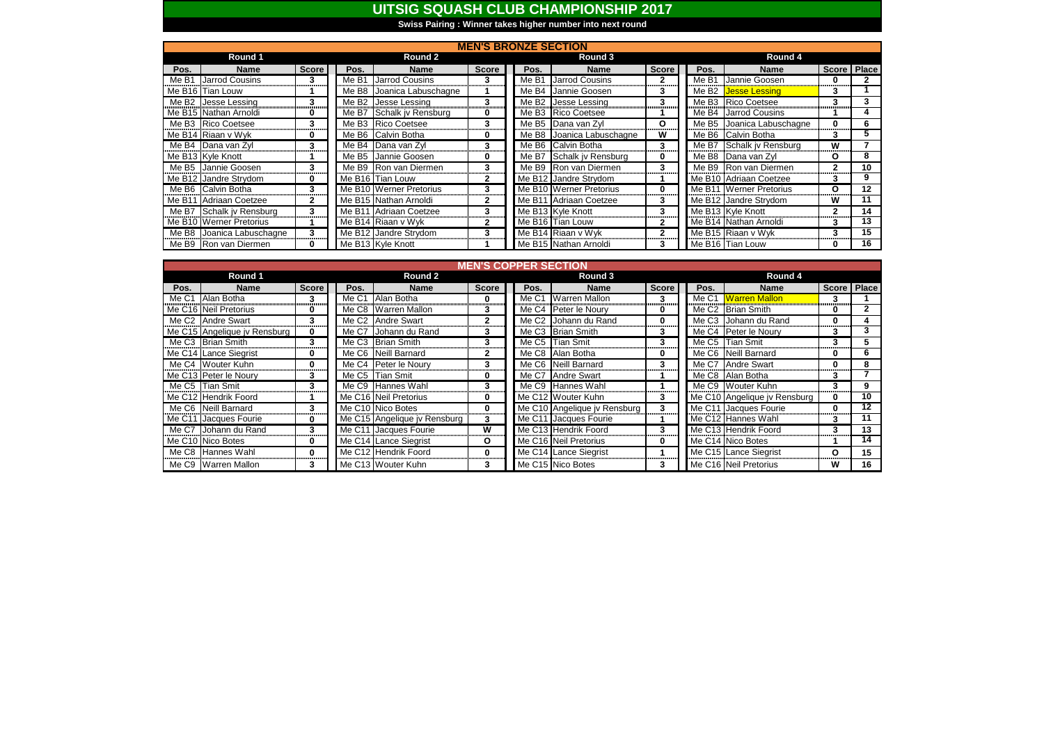# UITSIG SQUASH CLUB CHAMPIONSHIP 2017

**Swiss Pairing : Winner takes higher number into next round**

## MEN'S BRONZE SECTION

| Round 1 | | | Round 2 | | | Round 3 | | | Round 4 | | | |
|---|---|---|---|---|---|---|---|---|---|---|---|---|
| Pos. | Name | Score | Pos. | Name | Score | Pos. | Name | Score | Pos. | Name | Score | Place |
| Me B1 | Jarrod Cousins | 3 | Me B1 | Jarrod Cousins | 3 | Me B1 | Jarrod Cousins | 2 | Me B1 | Jannie Goosen | 0 | 2 |
| Me B16 | Tian Louw | 1 | Me B8 | Joanica Labuschagne | 1 | Me B4 | Jannie Goosen | 3 | Me B2 | Jesse Lessing | 3 | 1 |
| Me B2 | Jesse Lessing | 3 | Me B2 | Jesse Lessing | 3 | Me B2 | Jesse Lessing | 3 | Me B3 | Rico Coetsee | 3 | 3 |
| Me B15 | Nathan Arnoldi | 0 | Me B7 | Schalk jv Rensburg | 0 | Me B3 | Rico Coetsee | 1 | Me B4 | Jarrod Cousins | 1 | 4 |
| Me B3 | Rico Coetsee | 3 | Me B3 | Rico Coetsee | 3 | Me B5 | Dana van Zyl | O | Me B5 | Joanica Labuschagne | 0 | 6 |
| Me B14 | Riaan v Wyk | 0 | Me B6 | Calvin Botha | 0 | Me B8 | Joanica Labuschagne | W | Me B6 | Calvin Botha | 3 | 5 |
| Me B4 | Dana van Zyl | 3 | Me B4 | Dana van Zyl | 3 | Me B6 | Calvin Botha | 3 | Me B7 | Schalk jv Rensburg | W | 7 |
| Me B13 | Kyle Knott | 1 | Me B5 | Jannie Goosen | 0 | Me B7 | Schalk jv Rensburg | 0 | Me B8 | Dana van Zyl | O | 8 |
| Me B5 | Jannie Goosen | 3 | Me B9 | Ron van Diermen | 3 | Me B9 | Ron van Diermen | 3 | Me B9 | Ron van Diermen | 2 | 10 |
| Me B12 | Jandre Strydom | 0 | Me B16 | Tian Louw | 2 | Me B12 | Jandre Strydom | 1 | Me B10 | Adriaan Coetzee | 3 | 9 |
| Me B6 | Calvin Botha | 3 | Me B10 | Werner Pretorius | 3 | Me B10 | Werner Pretorius | 0 | Me B11 | Werner Pretorius | O | 12 |
| Me B11 | Adriaan Coetzee | 2 | Me B15 | Nathan Arnoldi | 2 | Me B11 | Adriaan Coetzee | 3 | Me B12 | Jandre Strydom | W | 11 |
| Me B7 | Schalk jv Rensburg | 3 | Me B11 | Adriaan Coetzee | 3 | Me B13 | Kyle Knott | 3 | Me B13 | Kyle Knott | 2 | 14 |
| Me B10 | Werner Pretorius | 1 | Me B14 | Riaan v Wyk | 2 | Me B16 | Tian Louw | 2 | Me B14 | Nathan Arnoldi | 3 | 13 |
| Me B8 | Joanica Labuschagne | 3 | Me B12 | Jandre Strydom | 3 | Me B14 | Riaan v Wyk | 2 | Me B15 | Riaan v Wyk | 3 | 15 |
| Me B9 | Ron van Diermen | 0 | Me B13 | Kyle Knott | 1 | Me B15 | Nathan Arnoldi | 3 | Me B16 | Tian Louw | 0 | 16 |

## MEN'S COPPER SECTION

| Round 1 | | | Round 2 | | | Round 3 | | | Round 4 | | | |
|---|---|---|---|---|---|---|---|---|---|---|---|---|
| Pos. | Name | Score | Pos. | Name | Score | Pos. | Name | Score | Pos. | Name | Score | Place |
| Me C1 | Alan Botha | 3 | Me C1 | Alan Botha | 0 | Me C1 | Warren Mallon | 3 | Me C1 | Warren Mallon | 3 | 1 |
| Me C16 | Neil Pretorius | 0 | Me C8 | Warren Mallon | 3 | Me C4 | Peter le Noury | 0 | Me C2 | Brian Smith | 0 | 2 |
| Me C2 | Andre Swart | 3 | Me C2 | Andre Swart | 2 | Me C2 | Johann du Rand | 0 | Me C3 | Johann du Rand | 0 | 4 |
| Me C15 | Angelique jv Rensburg | 0 | Me C7 | Johann du Rand | 3 | Me C3 | Brian Smith | 3 | Me C4 | Peter le Noury | 3 | 3 |
| Me C3 | Brian Smith | 3 | Me C3 | Brian Smith | 3 | Me C5 | Tian Smit | 3 | Me C5 | Tian Smit | 3 | 5 |
| Me C14 | Lance Siegrist | 0 | Me C6 | Neill Barnard | 2 | Me C8 | Alan Botha | 0 | Me C6 | Neill Barnard | 0 | 6 |
| Me C4 | Wouter Kuhn | 0 | Me C4 | Peter le Noury | 3 | Me C6 | Neill Barnard | 3 | Me C7 | Andre Swart | 0 | 8 |
| Me C13 | Peter le Noury | 3 | Me C5 | Tian Smit | 0 | Me C7 | Andre Swart | 1 | Me C8 | Alan Botha | 3 | 7 |
| Me C5 | Tian Smit | 3 | Me C9 | Hannes Wahl | 3 | Me C9 | Hannes Wahl | 1 | Me C9 | Wouter Kuhn | 3 | 9 |
| Me C12 | Hendrik Foord | 1 | Me C16 | Neil Pretorius | 0 | Me C12 | Wouter Kuhn | 3 | Me C10 | Angelique jv Rensburg | 0 | 10 |
| Me C6 | Neill Barnard | 3 | Me C10 | Nico Botes | 0 | Me C10 | Angelique jv Rensburg | 3 | Me C11 | Jacques Fourie | 0 | 12 |
| Me C11 | Jacques Fourie | 0 | Me C15 | Angelique jv Rensburg | 3 | Me C11 | Jacques Fourie | 1 | Me C12 | Hannes Wahl | 3 | 11 |
| Me C7 | Johann du Rand | 3 | Me C11 | Jacques Fourie | W | Me C13 | Hendrik Foord | 3 | Me C13 | Hendrik Foord | 3 | 13 |
| Me C10 | Nico Botes | 0 | Me C14 | Lance Siegrist | O | Me C16 | Neil Pretorius | 0 | Me C14 | Nico Botes | 1 | 14 |
| Me C8 | Hannes Wahl | 0 | Me C12 | Hendrik Foord | 0 | Me C14 | Lance Siegrist | 1 | Me C15 | Lance Siegrist | O | 15 |
| Me C9 | Warren Mallon | 3 | Me C13 | Wouter Kuhn | 3 | Me C15 | Nico Botes | 3 | Me C16 | Neil Pretorius | W | 16 |